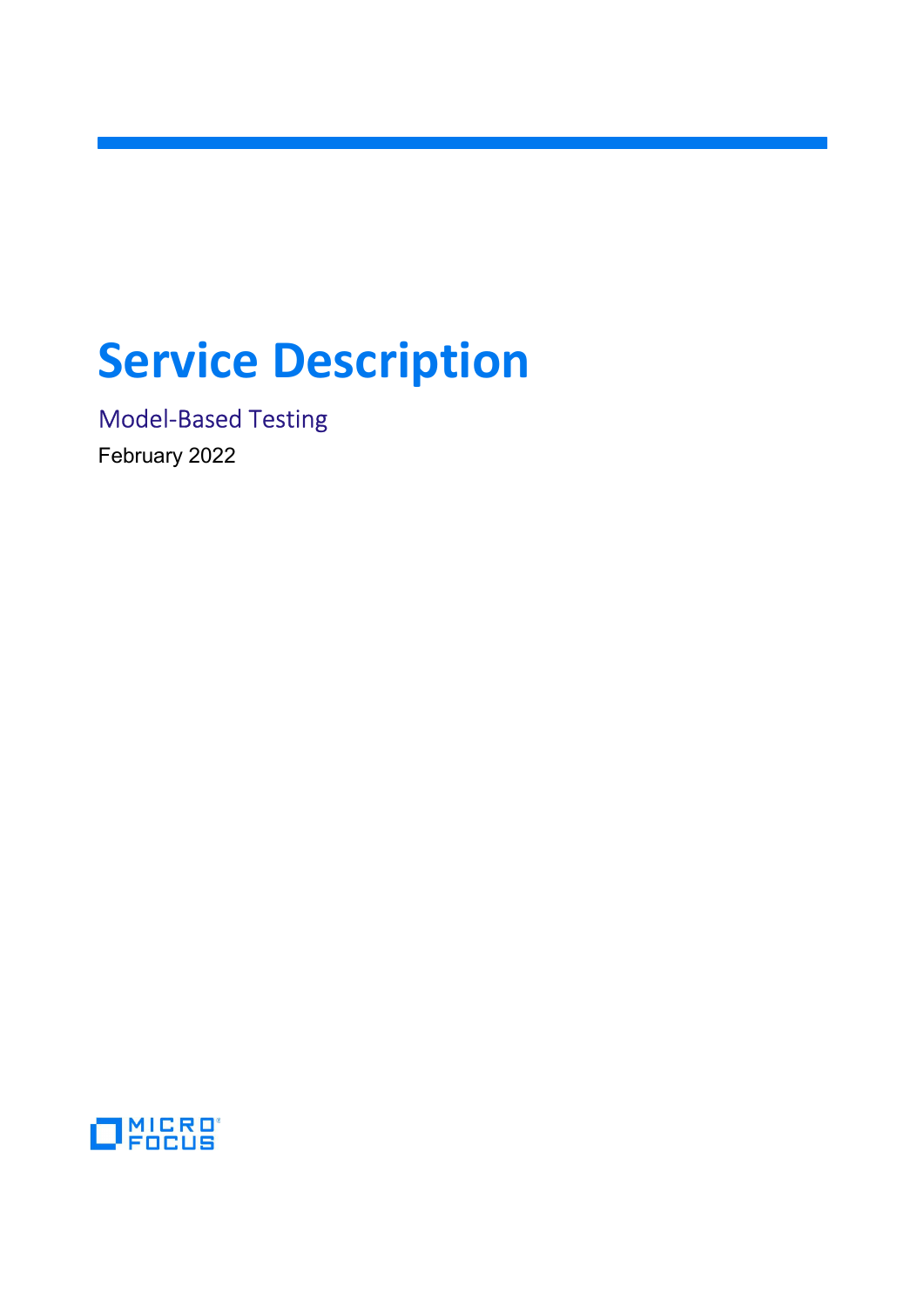# Service Description

Model-Based Testing

February 2022

MICRO FOCUS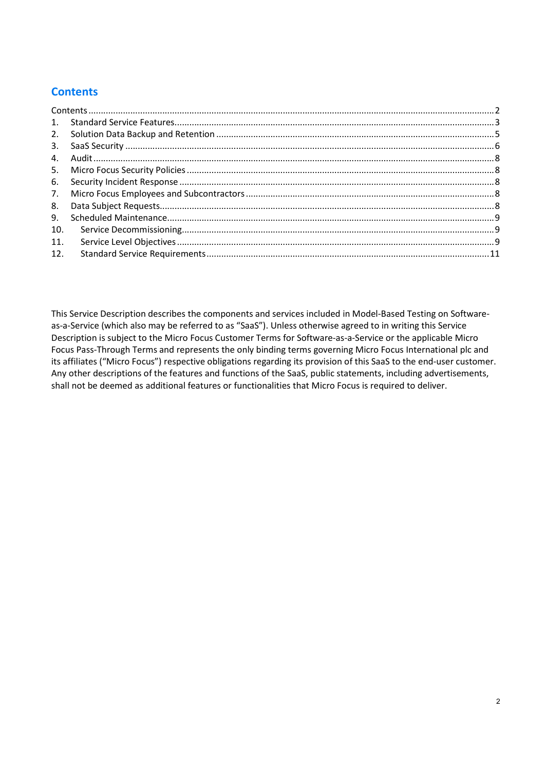## Contents

Contents .......... 2
1. Standard Service Features .......... 3
2. Solution Data Backup and Retention .......... 5
3. SaaS Security .......... 6
4. Audit .......... 8
5. Micro Focus Security Policies .......... 8
6. Security Incident Response .......... 8
7. Micro Focus Employees and Subcontractors .......... 8
8. Data Subject Requests .......... 8
9. Scheduled Maintenance .......... 9
10. Service Decommissioning .......... 9
11. Service Level Objectives .......... 9
12. Standard Service Requirements .......... 11

This Service Description describes the components and services included in Model-Based Testing on Software-as-a-Service (which also may be referred to as "SaaS"). Unless otherwise agreed to in writing this Service Description is subject to the Micro Focus Customer Terms for Software-as-a-Service or the applicable Micro Focus Pass-Through Terms and represents the only binding terms governing Micro Focus International plc and its affiliates ("Micro Focus") respective obligations regarding its provision of this SaaS to the end-user customer. Any other descriptions of the features and functions of the SaaS, public statements, including advertisements, shall not be deemed as additional features or functionalities that Micro Focus is required to deliver.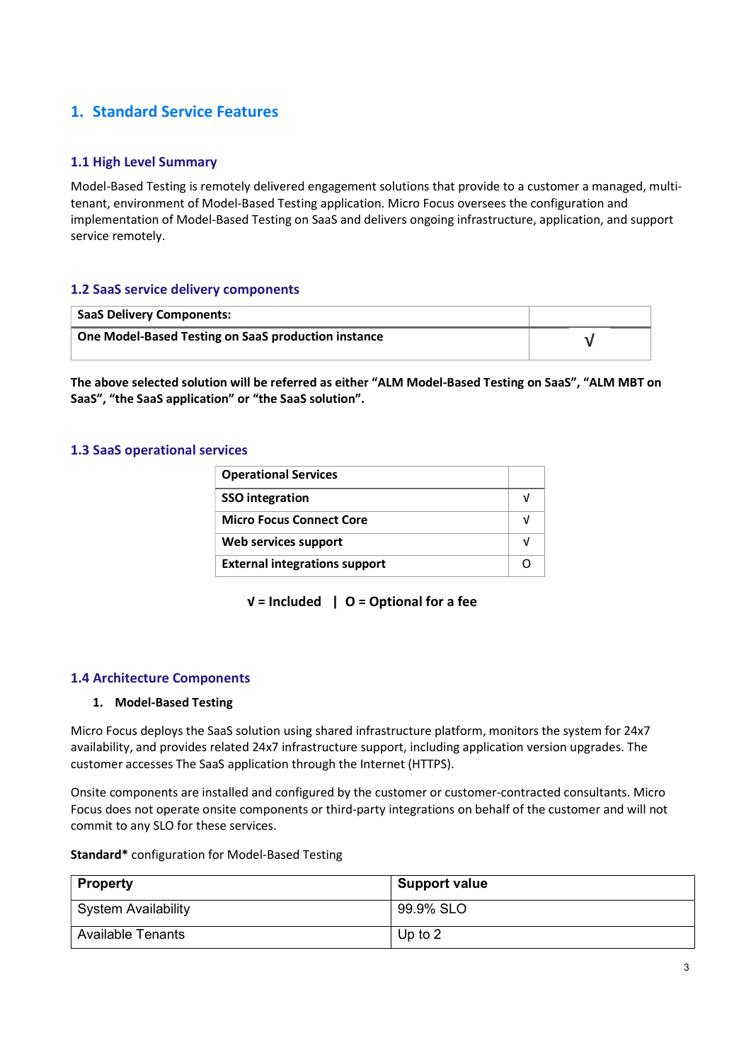# 1. Standard Service Features

## 1.1 High Level Summary

Model-Based Testing is remotely delivered engagement solutions that provide to a customer a managed, multi-tenant, environment of Model-Based Testing application. Micro Focus oversees the configuration and implementation of Model-Based Testing on SaaS and delivers ongoing infrastructure, application, and support service remotely.

## 1.2 SaaS service delivery components

| SaaS Delivery Components: | |
|---|---|
| One Model-Based Testing on SaaS production instance | √ |

**The above selected solution will be referred as either “ALM Model-Based Testing on SaaS”, “ALM MBT on SaaS”, “the SaaS application” or “the SaaS solution”.**

## 1.3 SaaS operational services

| Operational Services | |
|---|---|
| SSO integration | √ |
| Micro Focus Connect Core | √ |
| Web services support | √ |
| External integrations support | O |

**√ = Included | O = Optional for a fee**

## 1.4 Architecture Components

1. **Model-Based Testing**

Micro Focus deploys the SaaS solution using shared infrastructure platform, monitors the system for 24x7 availability, and provides related 24x7 infrastructure support, including application version upgrades. The customer accesses The SaaS application through the Internet (HTTPS).

Onsite components are installed and configured by the customer or customer-contracted consultants. Micro Focus does not operate onsite components or third-party integrations on behalf of the customer and will not commit to any SLO for these services.

**Standard*** configuration for Model-Based Testing

| Property | Support value |
|---|---|
| System Availability | 99.9% SLO |
| Available Tenants | Up to 2 |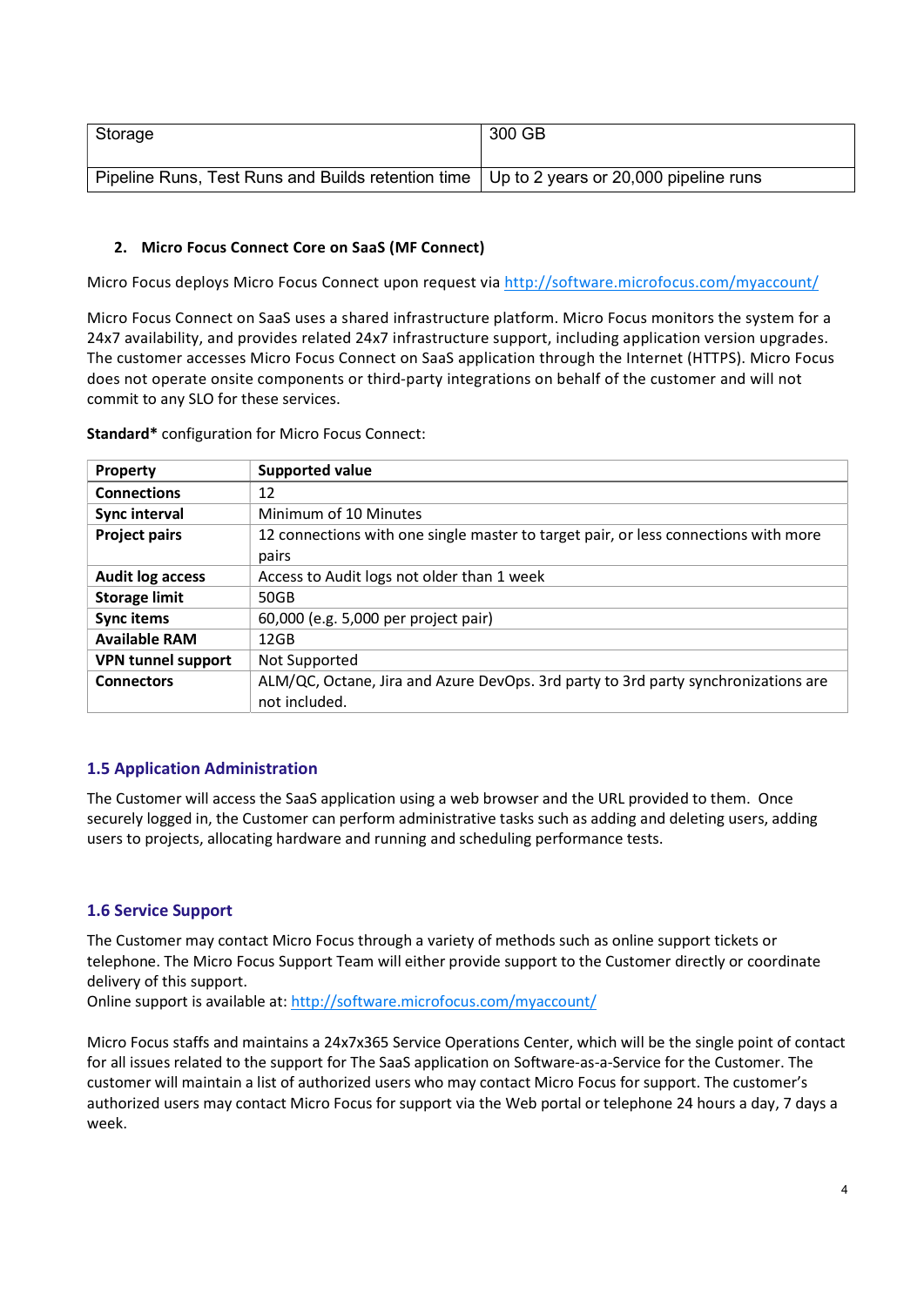| Storage | 300 GB |
|---|---|
| Pipeline Runs, Test Runs and Builds retention time | Up to 2 years or 20,000 pipeline runs |

**2. Micro Focus Connect Core on SaaS (MF Connect)**

Micro Focus deploys Micro Focus Connect upon request via http://software.microfocus.com/myaccount/

Micro Focus Connect on SaaS uses a shared infrastructure platform. Micro Focus monitors the system for a 24x7 availability, and provides related 24x7 infrastructure support, including application version upgrades. The customer accesses Micro Focus Connect on SaaS application through the Internet (HTTPS). Micro Focus does not operate onsite components or third-party integrations on behalf of the customer and will not commit to any SLO for these services.

**Standard*** configuration for Micro Focus Connect:

| Property | Supported value |
|---|---|
| **Connections** | 12 |
| **Sync interval** | Minimum of 10 Minutes |
| **Project pairs** | 12 connections with one single master to target pair, or less connections with more pairs |
| **Audit log access** | Access to Audit logs not older than 1 week |
| **Storage limit** | 50GB |
| **Sync items** | 60,000 (e.g. 5,000 per project pair) |
| **Available RAM** | 12GB |
| **VPN tunnel support** | Not Supported |
| **Connectors** | ALM/QC, Octane, Jira and Azure DevOps. 3rd party to 3rd party synchronizations are not included. |

## 1.5 Application Administration

The Customer will access the SaaS application using a web browser and the URL provided to them. Once securely logged in, the Customer can perform administrative tasks such as adding and deleting users, adding users to projects, allocating hardware and running and scheduling performance tests.

## 1.6 Service Support

The Customer may contact Micro Focus through a variety of methods such as online support tickets or telephone. The Micro Focus Support Team will either provide support to the Customer directly or coordinate delivery of this support.
Online support is available at: http://software.microfocus.com/myaccount/

Micro Focus staffs and maintains a 24x7x365 Service Operations Center, which will be the single point of contact for all issues related to the support for The SaaS application on Software-as-a-Service for the Customer. The customer will maintain a list of authorized users who may contact Micro Focus for support. The customer's authorized users may contact Micro Focus for support via the Web portal or telephone 24 hours a day, 7 days a week.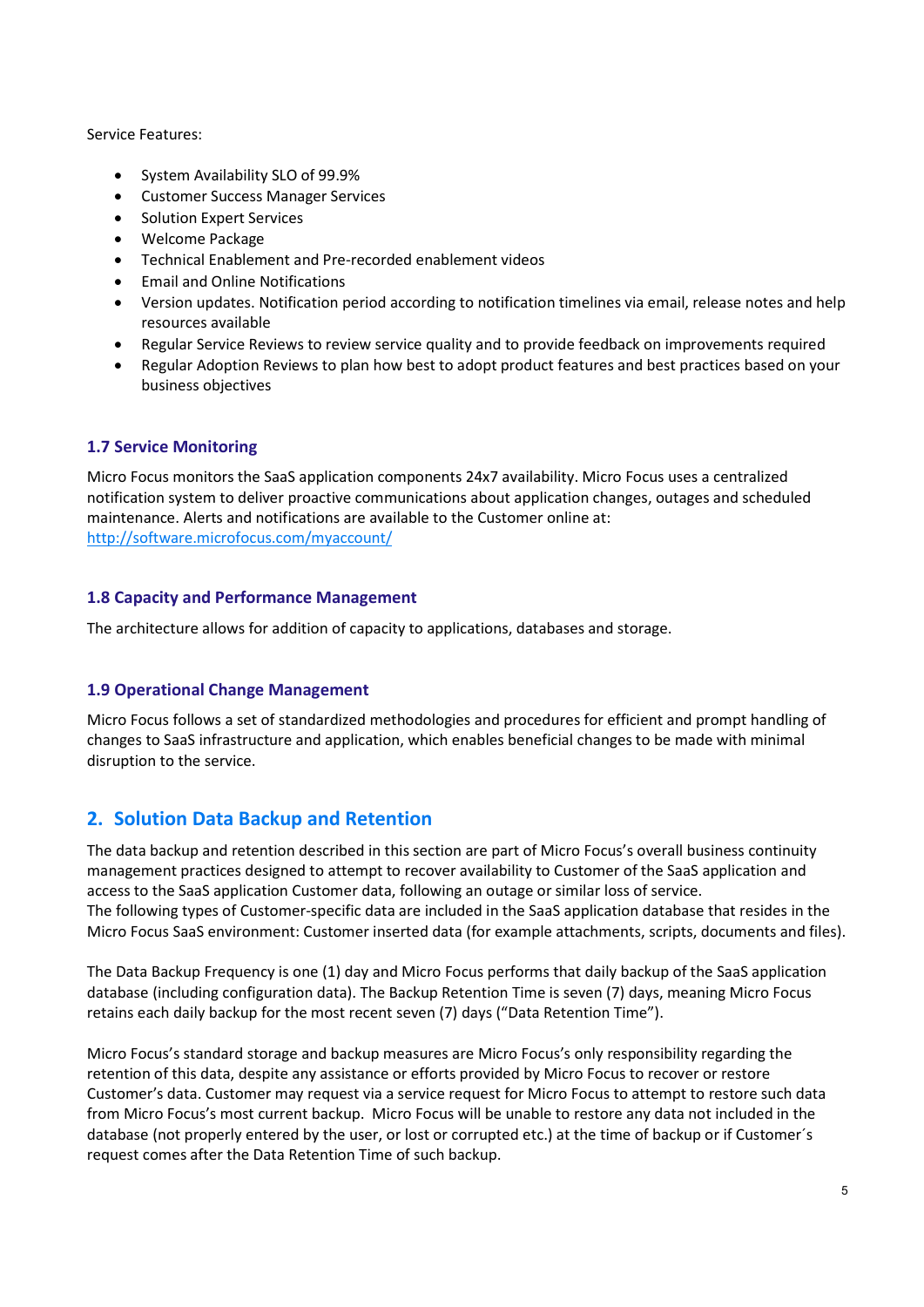Service Features:

- System Availability SLO of 99.9%
- Customer Success Manager Services
- Solution Expert Services
- Welcome Package
- Technical Enablement and Pre-recorded enablement videos
- Email and Online Notifications
- Version updates. Notification period according to notification timelines via email, release notes and help resources available
- Regular Service Reviews to review service quality and to provide feedback on improvements required
- Regular Adoption Reviews to plan how best to adopt product features and best practices based on your business objectives

### 1.7 Service Monitoring

Micro Focus monitors the SaaS application components 24x7 availability. Micro Focus uses a centralized notification system to deliver proactive communications about application changes, outages and scheduled maintenance. Alerts and notifications are available to the Customer online at: http://software.microfocus.com/myaccount/

### 1.8 Capacity and Performance Management

The architecture allows for addition of capacity to applications, databases and storage.

### 1.9 Operational Change Management

Micro Focus follows a set of standardized methodologies and procedures for efficient and prompt handling of changes to SaaS infrastructure and application, which enables beneficial changes to be made with minimal disruption to the service.

## 2. Solution Data Backup and Retention

The data backup and retention described in this section are part of Micro Focus's overall business continuity management practices designed to attempt to recover availability to Customer of the SaaS application and access to the SaaS application Customer data, following an outage or similar loss of service.
The following types of Customer-specific data are included in the SaaS application database that resides in the Micro Focus SaaS environment: Customer inserted data (for example attachments, scripts, documents and files).

The Data Backup Frequency is one (1) day and Micro Focus performs that daily backup of the SaaS application database (including configuration data). The Backup Retention Time is seven (7) days, meaning Micro Focus retains each daily backup for the most recent seven (7) days ("Data Retention Time").

Micro Focus's standard storage and backup measures are Micro Focus's only responsibility regarding the retention of this data, despite any assistance or efforts provided by Micro Focus to recover or restore Customer's data. Customer may request via a service request for Micro Focus to attempt to restore such data from Micro Focus's most current backup. Micro Focus will be unable to restore any data not included in the database (not properly entered by the user, or lost or corrupted etc.) at the time of backup or if Customer´s request comes after the Data Retention Time of such backup.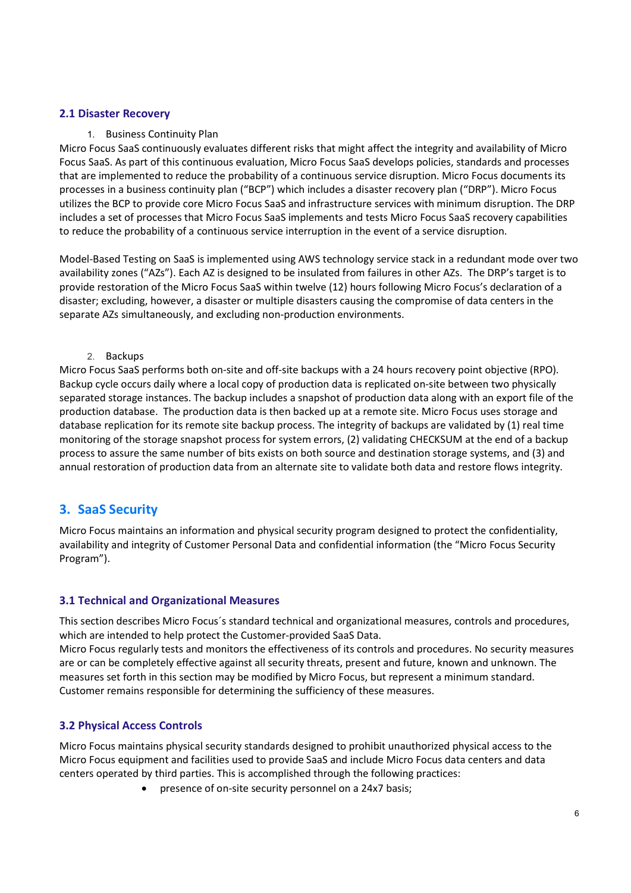### 2.1 Disaster Recovery

1. Business Continuity Plan

Micro Focus SaaS continuously evaluates different risks that might affect the integrity and availability of Micro Focus SaaS. As part of this continuous evaluation, Micro Focus SaaS develops policies, standards and processes that are implemented to reduce the probability of a continuous service disruption. Micro Focus documents its processes in a business continuity plan ("BCP") which includes a disaster recovery plan ("DRP"). Micro Focus utilizes the BCP to provide core Micro Focus SaaS and infrastructure services with minimum disruption. The DRP includes a set of processes that Micro Focus SaaS implements and tests Micro Focus SaaS recovery capabilities to reduce the probability of a continuous service interruption in the event of a service disruption.

Model-Based Testing on SaaS is implemented using AWS technology service stack in a redundant mode over two availability zones ("AZs"). Each AZ is designed to be insulated from failures in other AZs. The DRP's target is to provide restoration of the Micro Focus SaaS within twelve (12) hours following Micro Focus's declaration of a disaster; excluding, however, a disaster or multiple disasters causing the compromise of data centers in the separate AZs simultaneously, and excluding non-production environments.

2. Backups

Micro Focus SaaS performs both on-site and off-site backups with a 24 hours recovery point objective (RPO). Backup cycle occurs daily where a local copy of production data is replicated on-site between two physically separated storage instances. The backup includes a snapshot of production data along with an export file of the production database. The production data is then backed up at a remote site. Micro Focus uses storage and database replication for its remote site backup process. The integrity of backups are validated by (1) real time monitoring of the storage snapshot process for system errors, (2) validating CHECKSUM at the end of a backup process to assure the same number of bits exists on both source and destination storage systems, and (3) and annual restoration of production data from an alternate site to validate both data and restore flows integrity.

## 3. SaaS Security

Micro Focus maintains an information and physical security program designed to protect the confidentiality, availability and integrity of Customer Personal Data and confidential information (the "Micro Focus Security Program").

### 3.1 Technical and Organizational Measures

This section describes Micro Focus´s standard technical and organizational measures, controls and procedures, which are intended to help protect the Customer-provided SaaS Data.
Micro Focus regularly tests and monitors the effectiveness of its controls and procedures. No security measures are or can be completely effective against all security threats, present and future, known and unknown. The measures set forth in this section may be modified by Micro Focus, but represent a minimum standard. Customer remains responsible for determining the sufficiency of these measures.

### 3.2 Physical Access Controls

Micro Focus maintains physical security standards designed to prohibit unauthorized physical access to the Micro Focus equipment and facilities used to provide SaaS and include Micro Focus data centers and data centers operated by third parties. This is accomplished through the following practices:

- presence of on-site security personnel on a 24x7 basis;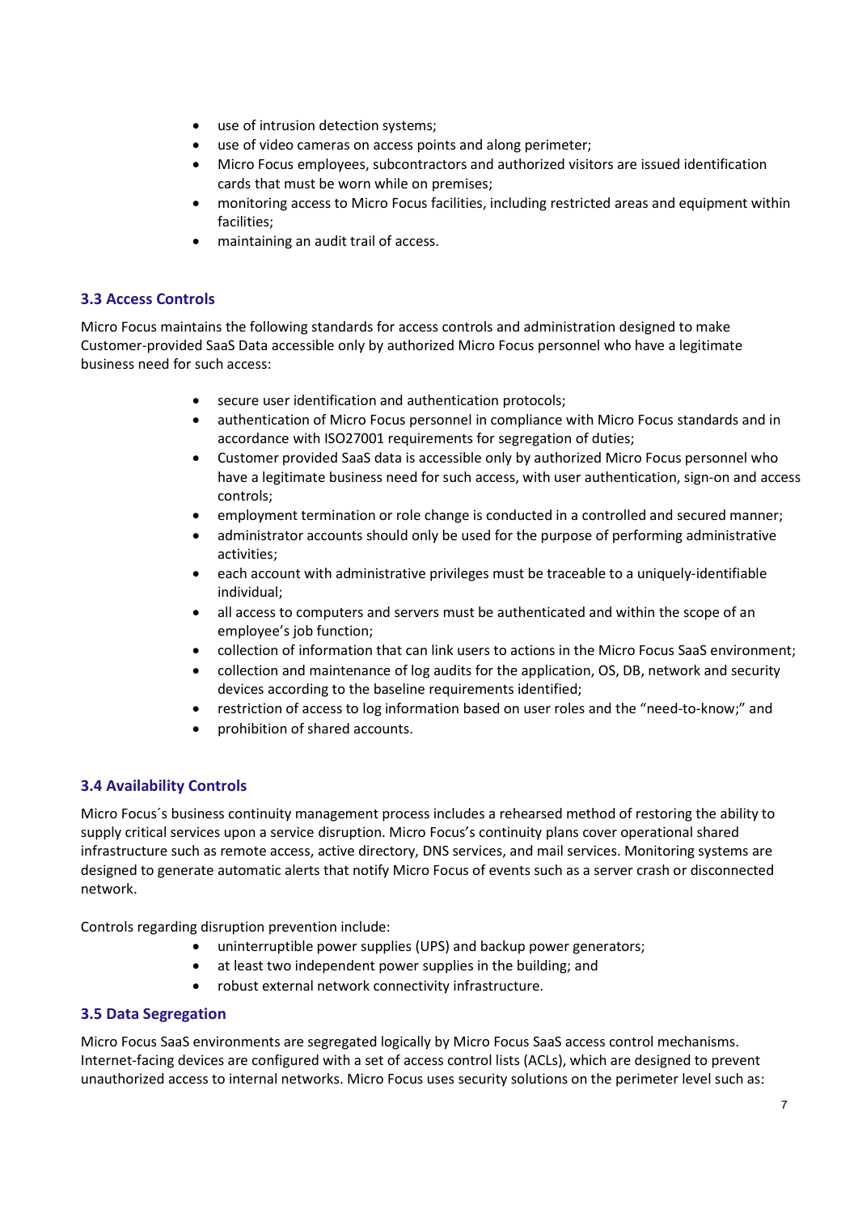- use of intrusion detection systems;
- use of video cameras on access points and along perimeter;
- Micro Focus employees, subcontractors and authorized visitors are issued identification cards that must be worn while on premises;
- monitoring access to Micro Focus facilities, including restricted areas and equipment within facilities;
- maintaining an audit trail of access.

### 3.3 Access Controls

Micro Focus maintains the following standards for access controls and administration designed to make Customer-provided SaaS Data accessible only by authorized Micro Focus personnel who have a legitimate business need for such access:

- secure user identification and authentication protocols;
- authentication of Micro Focus personnel in compliance with Micro Focus standards and in accordance with ISO27001 requirements for segregation of duties;
- Customer provided SaaS data is accessible only by authorized Micro Focus personnel who have a legitimate business need for such access, with user authentication, sign-on and access controls;
- employment termination or role change is conducted in a controlled and secured manner;
- administrator accounts should only be used for the purpose of performing administrative activities;
- each account with administrative privileges must be traceable to a uniquely-identifiable individual;
- all access to computers and servers must be authenticated and within the scope of an employee's job function;
- collection of information that can link users to actions in the Micro Focus SaaS environment;
- collection and maintenance of log audits for the application, OS, DB, network and security devices according to the baseline requirements identified;
- restriction of access to log information based on user roles and the "need-to-know;" and
- prohibition of shared accounts.

### 3.4 Availability Controls

Micro Focus´s business continuity management process includes a rehearsed method of restoring the ability to supply critical services upon a service disruption. Micro Focus's continuity plans cover operational shared infrastructure such as remote access, active directory, DNS services, and mail services. Monitoring systems are designed to generate automatic alerts that notify Micro Focus of events such as a server crash or disconnected network.

Controls regarding disruption prevention include:

- uninterruptible power supplies (UPS) and backup power generators;
- at least two independent power supplies in the building; and
- robust external network connectivity infrastructure.

### 3.5 Data Segregation

Micro Focus SaaS environments are segregated logically by Micro Focus SaaS access control mechanisms. Internet-facing devices are configured with a set of access control lists (ACLs), which are designed to prevent unauthorized access to internal networks. Micro Focus uses security solutions on the perimeter level such as: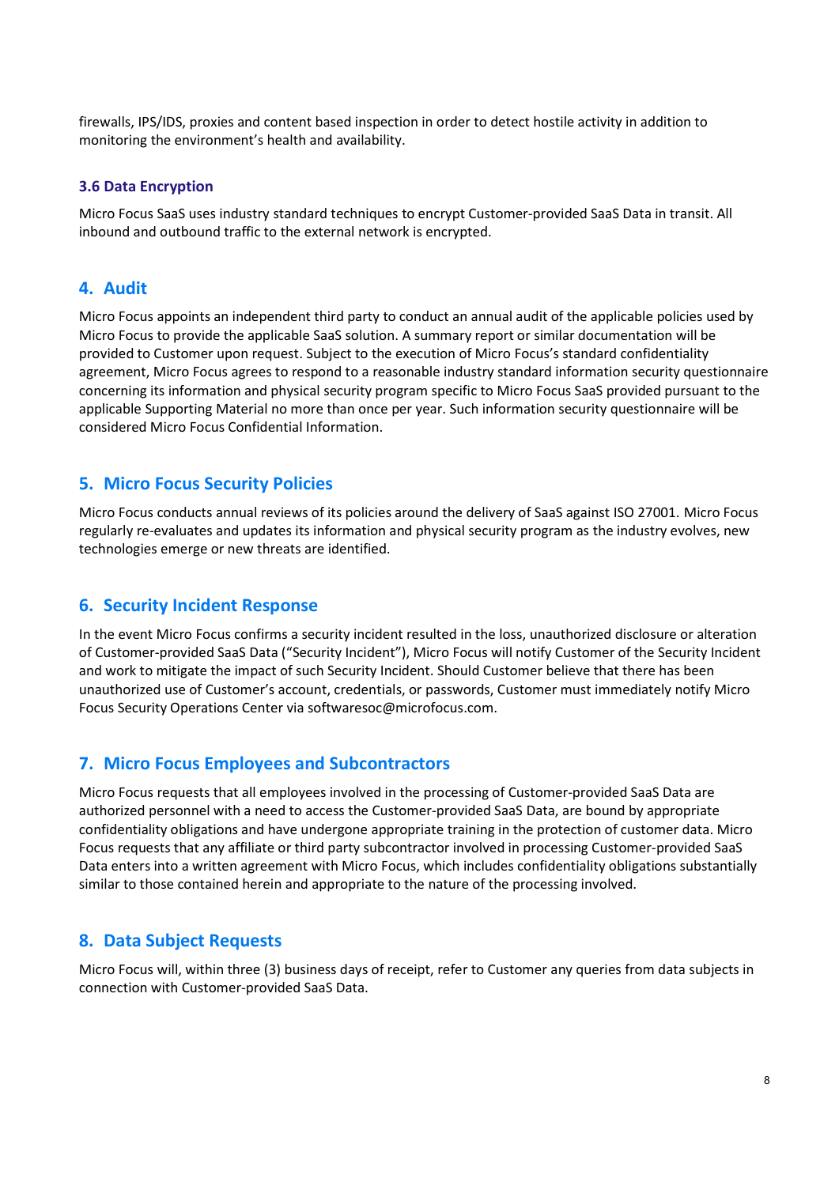firewalls, IPS/IDS, proxies and content based inspection in order to detect hostile activity in addition to monitoring the environment's health and availability.

### 3.6 Data Encryption

Micro Focus SaaS uses industry standard techniques to encrypt Customer-provided SaaS Data in transit. All inbound and outbound traffic to the external network is encrypted.

## 4. Audit

Micro Focus appoints an independent third party to conduct an annual audit of the applicable policies used by Micro Focus to provide the applicable SaaS solution. A summary report or similar documentation will be provided to Customer upon request. Subject to the execution of Micro Focus's standard confidentiality agreement, Micro Focus agrees to respond to a reasonable industry standard information security questionnaire concerning its information and physical security program specific to Micro Focus SaaS provided pursuant to the applicable Supporting Material no more than once per year. Such information security questionnaire will be considered Micro Focus Confidential Information.

## 5. Micro Focus Security Policies

Micro Focus conducts annual reviews of its policies around the delivery of SaaS against ISO 27001. Micro Focus regularly re-evaluates and updates its information and physical security program as the industry evolves, new technologies emerge or new threats are identified.

## 6. Security Incident Response

In the event Micro Focus confirms a security incident resulted in the loss, unauthorized disclosure or alteration of Customer-provided SaaS Data ("Security Incident"), Micro Focus will notify Customer of the Security Incident and work to mitigate the impact of such Security Incident. Should Customer believe that there has been unauthorized use of Customer's account, credentials, or passwords, Customer must immediately notify Micro Focus Security Operations Center via softwaresoc@microfocus.com.

## 7. Micro Focus Employees and Subcontractors

Micro Focus requests that all employees involved in the processing of Customer-provided SaaS Data are authorized personnel with a need to access the Customer-provided SaaS Data, are bound by appropriate confidentiality obligations and have undergone appropriate training in the protection of customer data. Micro Focus requests that any affiliate or third party subcontractor involved in processing Customer-provided SaaS Data enters into a written agreement with Micro Focus, which includes confidentiality obligations substantially similar to those contained herein and appropriate to the nature of the processing involved.

## 8. Data Subject Requests

Micro Focus will, within three (3) business days of receipt, refer to Customer any queries from data subjects in connection with Customer-provided SaaS Data.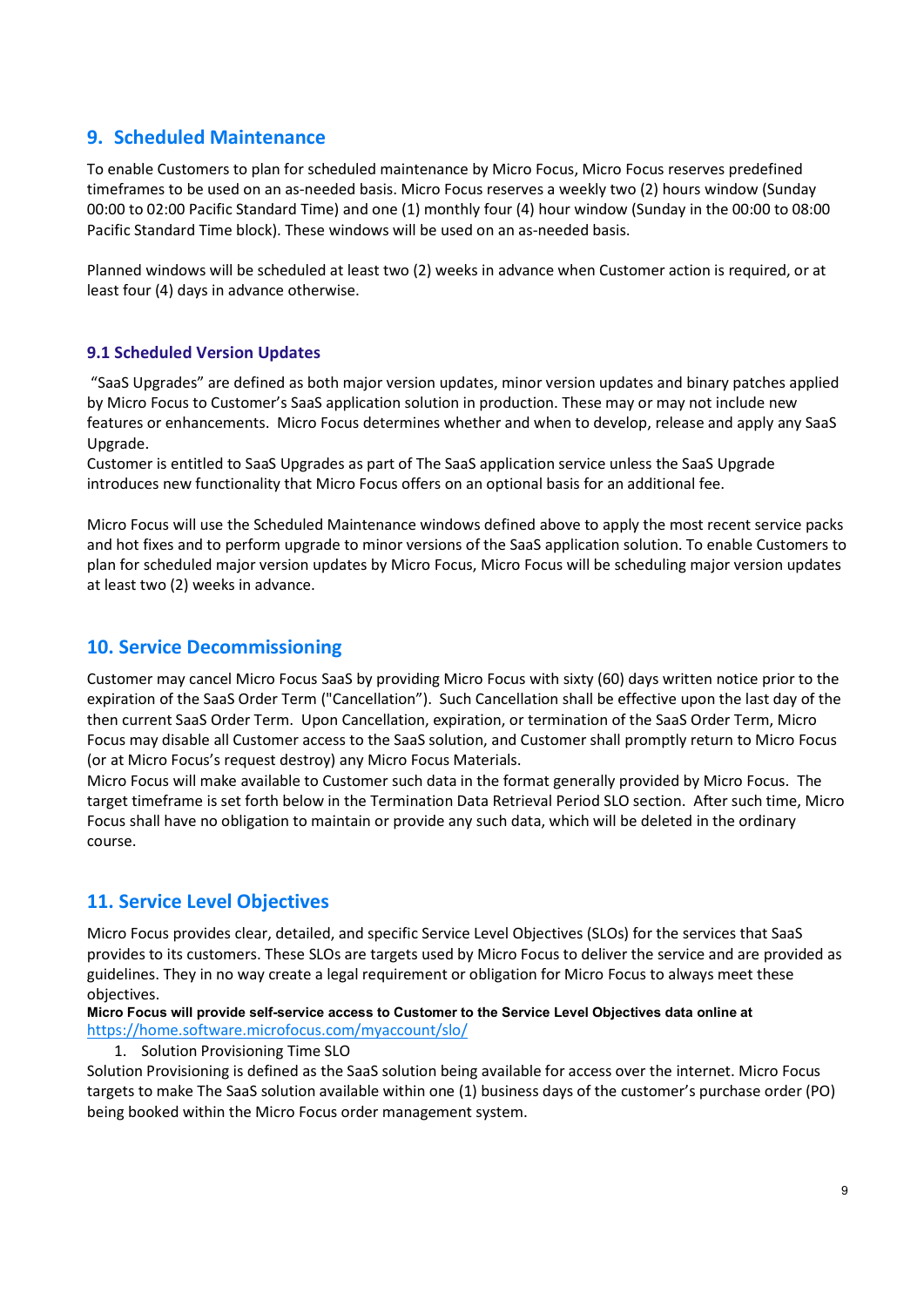## 9. Scheduled Maintenance

To enable Customers to plan for scheduled maintenance by Micro Focus, Micro Focus reserves predefined timeframes to be used on an as-needed basis. Micro Focus reserves a weekly two (2) hours window (Sunday 00:00 to 02:00 Pacific Standard Time) and one (1) monthly four (4) hour window (Sunday in the 00:00 to 08:00 Pacific Standard Time block). These windows will be used on an as-needed basis.

Planned windows will be scheduled at least two (2) weeks in advance when Customer action is required, or at least four (4) days in advance otherwise.

### 9.1 Scheduled Version Updates

"SaaS Upgrades" are defined as both major version updates, minor version updates and binary patches applied by Micro Focus to Customer's SaaS application solution in production. These may or may not include new features or enhancements. Micro Focus determines whether and when to develop, release and apply any SaaS Upgrade.
Customer is entitled to SaaS Upgrades as part of The SaaS application service unless the SaaS Upgrade introduces new functionality that Micro Focus offers on an optional basis for an additional fee.

Micro Focus will use the Scheduled Maintenance windows defined above to apply the most recent service packs and hot fixes and to perform upgrade to minor versions of the SaaS application solution. To enable Customers to plan for scheduled major version updates by Micro Focus, Micro Focus will be scheduling major version updates at least two (2) weeks in advance.

## 10. Service Decommissioning

Customer may cancel Micro Focus SaaS by providing Micro Focus with sixty (60) days written notice prior to the expiration of the SaaS Order Term ("Cancellation"). Such Cancellation shall be effective upon the last day of the then current SaaS Order Term. Upon Cancellation, expiration, or termination of the SaaS Order Term, Micro Focus may disable all Customer access to the SaaS solution, and Customer shall promptly return to Micro Focus (or at Micro Focus's request destroy) any Micro Focus Materials.
Micro Focus will make available to Customer such data in the format generally provided by Micro Focus. The target timeframe is set forth below in the Termination Data Retrieval Period SLO section. After such time, Micro Focus shall have no obligation to maintain or provide any such data, which will be deleted in the ordinary course.

## 11. Service Level Objectives

Micro Focus provides clear, detailed, and specific Service Level Objectives (SLOs) for the services that SaaS provides to its customers. These SLOs are targets used by Micro Focus to deliver the service and are provided as guidelines. They in no way create a legal requirement or obligation for Micro Focus to always meet these objectives.
**Micro Focus will provide self-service access to Customer to the Service Level Objectives data online at** https://home.software.microfocus.com/myaccount/slo/

1. Solution Provisioning Time SLO

Solution Provisioning is defined as the SaaS solution being available for access over the internet. Micro Focus targets to make The SaaS solution available within one (1) business days of the customer's purchase order (PO) being booked within the Micro Focus order management system.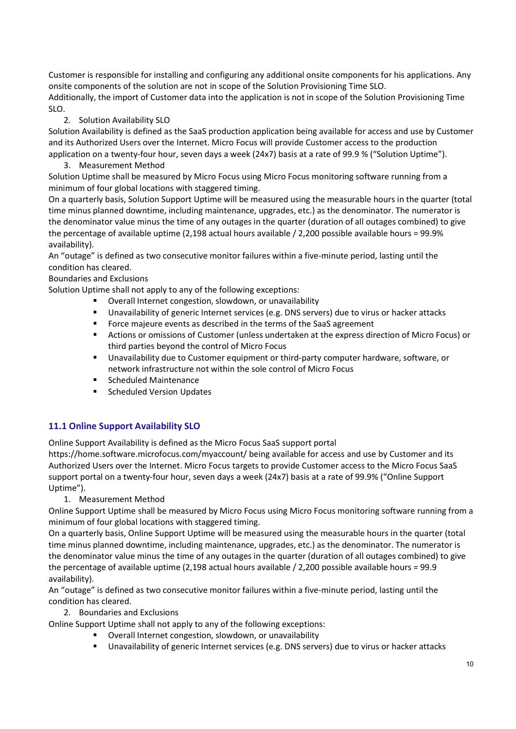Customer is responsible for installing and configuring any additional onsite components for his applications. Any onsite components of the solution are not in scope of the Solution Provisioning Time SLO.
Additionally, the import of Customer data into the application is not in scope of the Solution Provisioning Time SLO.

2. Solution Availability SLO

Solution Availability is defined as the SaaS production application being available for access and use by Customer and its Authorized Users over the Internet. Micro Focus will provide Customer access to the production application on a twenty-four hour, seven days a week (24x7) basis at a rate of 99.9 % (“Solution Uptime”).

3. Measurement Method

Solution Uptime shall be measured by Micro Focus using Micro Focus monitoring software running from a minimum of four global locations with staggered timing.
On a quarterly basis, Solution Support Uptime will be measured using the measurable hours in the quarter (total time minus planned downtime, including maintenance, upgrades, etc.) as the denominator. The numerator is the denominator value minus the time of any outages in the quarter (duration of all outages combined) to give the percentage of available uptime (2,198 actual hours available / 2,200 possible available hours = 99.9% availability).
An “outage” is defined as two consecutive monitor failures within a five-minute period, lasting until the condition has cleared.
Boundaries and Exclusions
Solution Uptime shall not apply to any of the following exceptions:

- Overall Internet congestion, slowdown, or unavailability
- Unavailability of generic Internet services (e.g. DNS servers) due to virus or hacker attacks
- Force majeure events as described in the terms of the SaaS agreement
- Actions or omissions of Customer (unless undertaken at the express direction of Micro Focus) or third parties beyond the control of Micro Focus
- Unavailability due to Customer equipment or third-party computer hardware, software, or network infrastructure not within the sole control of Micro Focus
- Scheduled Maintenance
- Scheduled Version Updates

### 11.1 Online Support Availability SLO

Online Support Availability is defined as the Micro Focus SaaS support portal https://home.software.microfocus.com/myaccount/ being available for access and use by Customer and its Authorized Users over the Internet. Micro Focus targets to provide Customer access to the Micro Focus SaaS support portal on a twenty-four hour, seven days a week (24x7) basis at a rate of 99.9% (“Online Support Uptime”).

1. Measurement Method

Online Support Uptime shall be measured by Micro Focus using Micro Focus monitoring software running from a minimum of four global locations with staggered timing.
On a quarterly basis, Online Support Uptime will be measured using the measurable hours in the quarter (total time minus planned downtime, including maintenance, upgrades, etc.) as the denominator. The numerator is the denominator value minus the time of any outages in the quarter (duration of all outages combined) to give the percentage of available uptime (2,198 actual hours available / 2,200 possible available hours = 99.9 availability).
An “outage” is defined as two consecutive monitor failures within a five-minute period, lasting until the condition has cleared.

2. Boundaries and Exclusions

Online Support Uptime shall not apply to any of the following exceptions:

- Overall Internet congestion, slowdown, or unavailability
- Unavailability of generic Internet services (e.g. DNS servers) due to virus or hacker attacks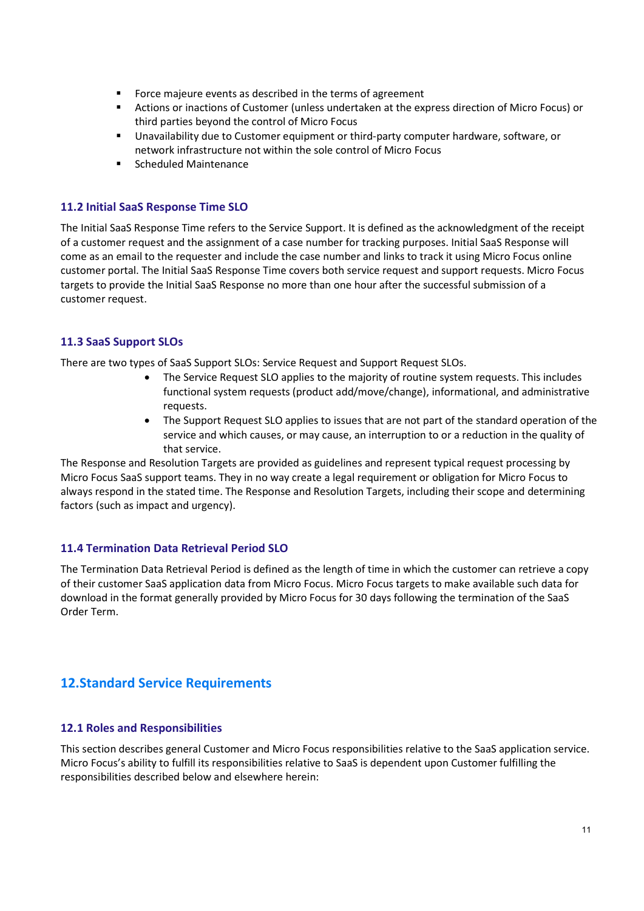- Force majeure events as described in the terms of agreement
- Actions or inactions of Customer (unless undertaken at the express direction of Micro Focus) or third parties beyond the control of Micro Focus
- Unavailability due to Customer equipment or third-party computer hardware, software, or network infrastructure not within the sole control of Micro Focus
- Scheduled Maintenance

### 11.2 Initial SaaS Response Time SLO

The Initial SaaS Response Time refers to the Service Support. It is defined as the acknowledgment of the receipt of a customer request and the assignment of a case number for tracking purposes. Initial SaaS Response will come as an email to the requester and include the case number and links to track it using Micro Focus online customer portal. The Initial SaaS Response Time covers both service request and support requests. Micro Focus targets to provide the Initial SaaS Response no more than one hour after the successful submission of a customer request.

### 11.3 SaaS Support SLOs

There are two types of SaaS Support SLOs: Service Request and Support Request SLOs.

- The Service Request SLO applies to the majority of routine system requests. This includes functional system requests (product add/move/change), informational, and administrative requests.
- The Support Request SLO applies to issues that are not part of the standard operation of the service and which causes, or may cause, an interruption to or a reduction in the quality of that service.

The Response and Resolution Targets are provided as guidelines and represent typical request processing by Micro Focus SaaS support teams. They in no way create a legal requirement or obligation for Micro Focus to always respond in the stated time. The Response and Resolution Targets, including their scope and determining factors (such as impact and urgency).

### 11.4 Termination Data Retrieval Period SLO

The Termination Data Retrieval Period is defined as the length of time in which the customer can retrieve a copy of their customer SaaS application data from Micro Focus. Micro Focus targets to make available such data for download in the format generally provided by Micro Focus for 30 days following the termination of the SaaS Order Term.

## 12.Standard Service Requirements

### 12.1 Roles and Responsibilities

This section describes general Customer and Micro Focus responsibilities relative to the SaaS application service. Micro Focus's ability to fulfill its responsibilities relative to SaaS is dependent upon Customer fulfilling the responsibilities described below and elsewhere herein: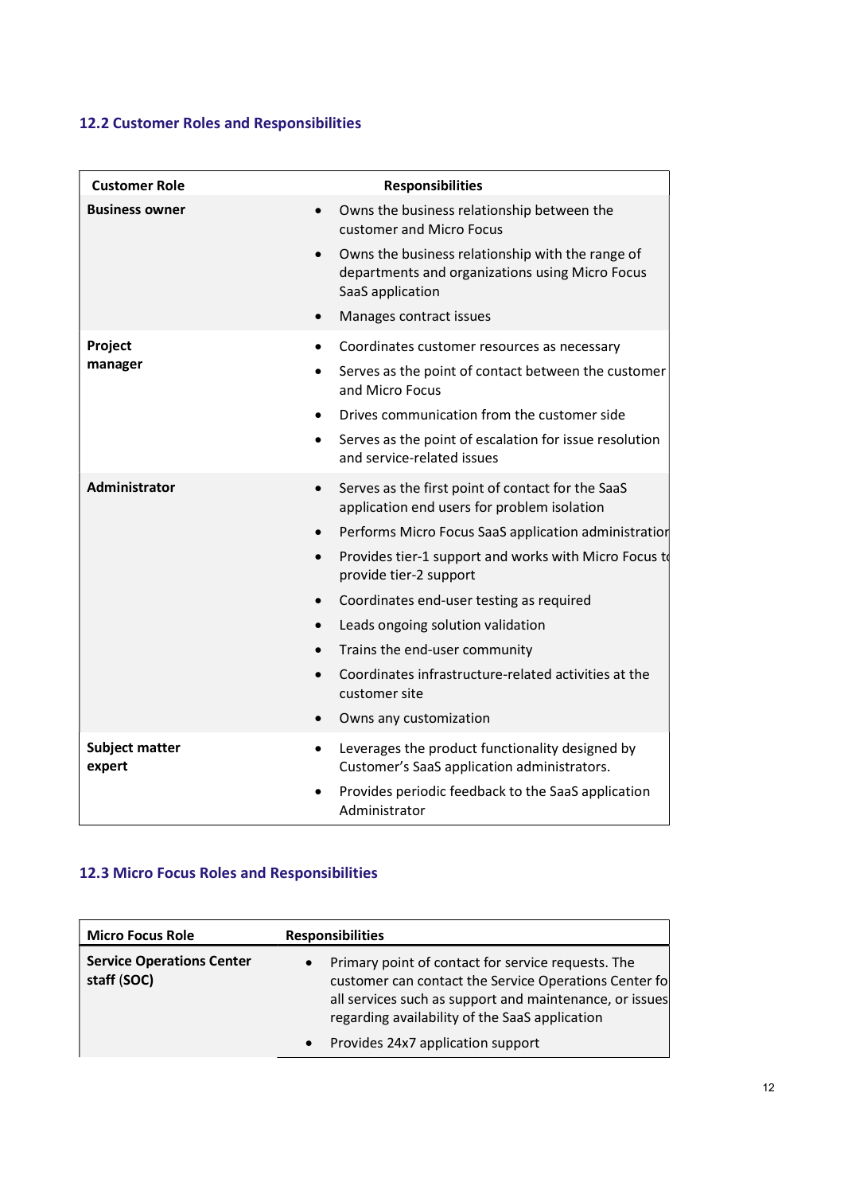### 12.2 Customer Roles and Responsibilities

| Customer Role | Responsibilities |
| --- | --- |
| **Business owner** | • Owns the business relationship between the customer and Micro Focus<br>• Owns the business relationship with the range of departments and organizations using Micro Focus SaaS application<br>• Manages contract issues |
| **Project manager** | • Coordinates customer resources as necessary<br>• Serves as the point of contact between the customer and Micro Focus<br>• Drives communication from the customer side<br>• Serves as the point of escalation for issue resolution and service-related issues |
| **Administrator** | • Serves as the first point of contact for the SaaS application end users for problem isolation<br>• Performs Micro Focus SaaS application administration<br>• Provides tier-1 support and works with Micro Focus to provide tier-2 support<br>• Coordinates end-user testing as required<br>• Leads ongoing solution validation<br>• Trains the end-user community<br>• Coordinates infrastructure-related activities at the customer site<br>• Owns any customization |
| **Subject matter expert** | • Leverages the product functionality designed by Customer's SaaS application administrators.<br>• Provides periodic feedback to the SaaS application Administrator |

### 12.3 Micro Focus Roles and Responsibilities

| Micro Focus Role | Responsibilities |
| --- | --- |
| **Service Operations Center staff (SOC)** | • Primary point of contact for service requests. The customer can contact the Service Operations Center for all services such as support and maintenance, or issues regarding availability of the SaaS application<br>• Provides 24x7 application support |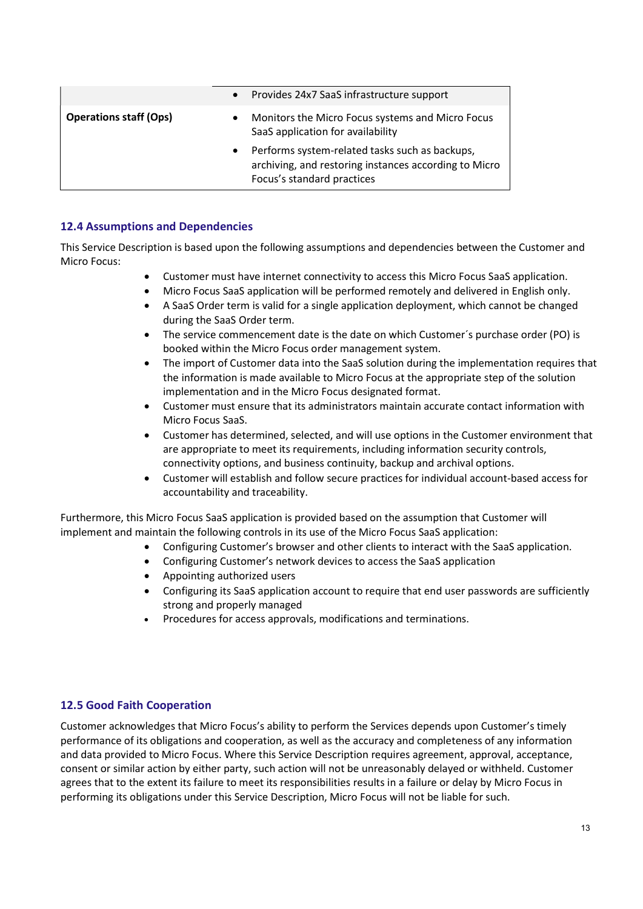| | |
|---|---|
| | • Provides 24x7 SaaS infrastructure support |
| **Operations staff (Ops)** | • Monitors the Micro Focus systems and Micro Focus SaaS application for availability<br>• Performs system-related tasks such as backups, archiving, and restoring instances according to Micro Focus's standard practices |

### 12.4 Assumptions and Dependencies

This Service Description is based upon the following assumptions and dependencies between the Customer and Micro Focus:

- Customer must have internet connectivity to access this Micro Focus SaaS application.
- Micro Focus SaaS application will be performed remotely and delivered in English only.
- A SaaS Order term is valid for a single application deployment, which cannot be changed during the SaaS Order term.
- The service commencement date is the date on which Customer´s purchase order (PO) is booked within the Micro Focus order management system.
- The import of Customer data into the SaaS solution during the implementation requires that the information is made available to Micro Focus at the appropriate step of the solution implementation and in the Micro Focus designated format.
- Customer must ensure that its administrators maintain accurate contact information with Micro Focus SaaS.
- Customer has determined, selected, and will use options in the Customer environment that are appropriate to meet its requirements, including information security controls, connectivity options, and business continuity, backup and archival options.
- Customer will establish and follow secure practices for individual account-based access for accountability and traceability.

Furthermore, this Micro Focus SaaS application is provided based on the assumption that Customer will implement and maintain the following controls in its use of the Micro Focus SaaS application:

- Configuring Customer's browser and other clients to interact with the SaaS application.
- Configuring Customer's network devices to access the SaaS application
- Appointing authorized users
- Configuring its SaaS application account to require that end user passwords are sufficiently strong and properly managed
- Procedures for access approvals, modifications and terminations.

### 12.5 Good Faith Cooperation

Customer acknowledges that Micro Focus's ability to perform the Services depends upon Customer's timely performance of its obligations and cooperation, as well as the accuracy and completeness of any information and data provided to Micro Focus. Where this Service Description requires agreement, approval, acceptance, consent or similar action by either party, such action will not be unreasonably delayed or withheld. Customer agrees that to the extent its failure to meet its responsibilities results in a failure or delay by Micro Focus in performing its obligations under this Service Description, Micro Focus will not be liable for such.